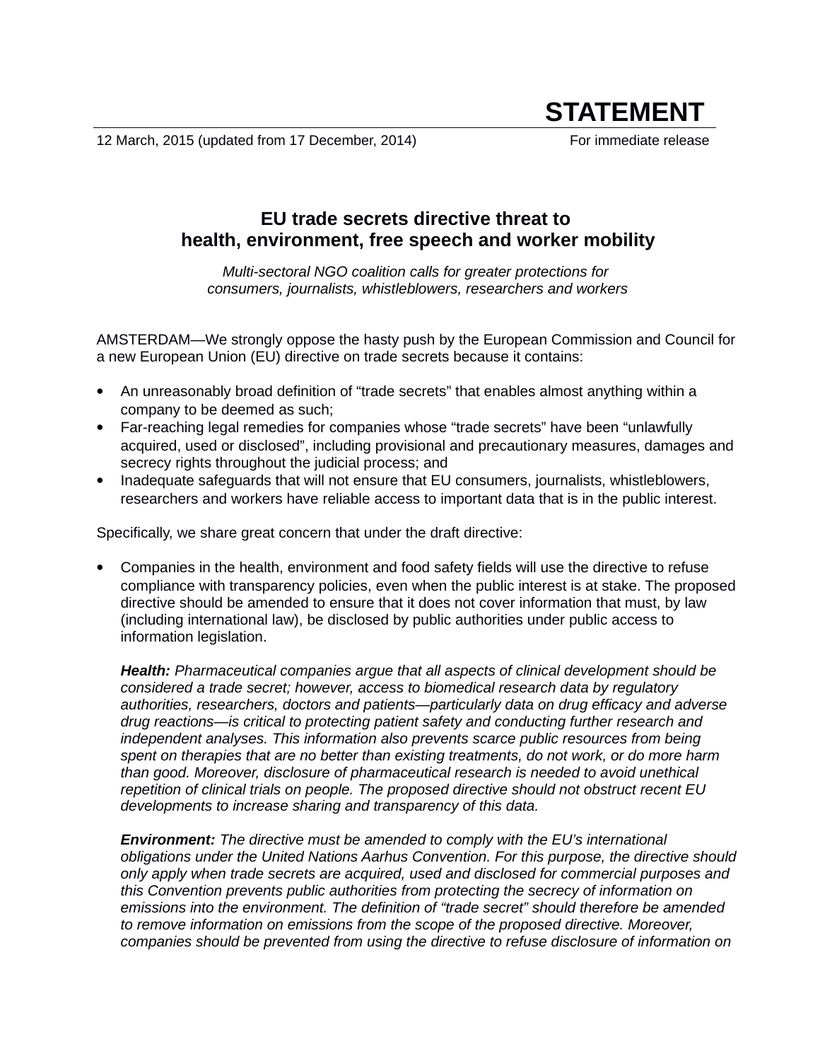# STATEMENT

12 March, 2015 (updated from 17 December, 2014) For immediate release

## EU trade secrets directive threat to health, environment, free speech and worker mobility

*Multi-sectoral NGO coalition calls for greater protections for consumers, journalists, whistleblowers, researchers and workers*

AMSTERDAM—We strongly oppose the hasty push by the European Commission and Council for a new European Union (EU) directive on trade secrets because it contains:

- An unreasonably broad definition of "trade secrets" that enables almost anything within a company to be deemed as such;
- Far-reaching legal remedies for companies whose "trade secrets" have been "unlawfully acquired, used or disclosed", including provisional and precautionary measures, damages and secrecy rights throughout the judicial process; and
- Inadequate safeguards that will not ensure that EU consumers, journalists, whistleblowers, researchers and workers have reliable access to important data that is in the public interest.

Specifically, we share great concern that under the draft directive:

- Companies in the health, environment and food safety fields will use the directive to refuse compliance with transparency policies, even when the public interest is at stake. The proposed directive should be amended to ensure that it does not cover information that must, by law (including international law), be disclosed by public authorities under public access to information legislation.

  ***Health:*** *Pharmaceutical companies argue that all aspects of clinical development should be considered a trade secret; however, access to biomedical research data by regulatory authorities, researchers, doctors and patients—particularly data on drug efficacy and adverse drug reactions—is critical to protecting patient safety and conducting further research and independent analyses. This information also prevents scarce public resources from being spent on therapies that are no better than existing treatments, do not work, or do more harm than good. Moreover, disclosure of pharmaceutical research is needed to avoid unethical repetition of clinical trials on people. The proposed directive should not obstruct recent EU developments to increase sharing and transparency of this data.*

  ***Environment:*** *The directive must be amended to comply with the EU's international obligations under the United Nations Aarhus Convention. For this purpose, the directive should only apply when trade secrets are acquired, used and disclosed for commercial purposes and this Convention prevents public authorities from protecting the secrecy of information on emissions into the environment. The definition of "trade secret" should therefore be amended to remove information on emissions from the scope of the proposed directive. Moreover, companies should be prevented from using the directive to refuse disclosure of information on*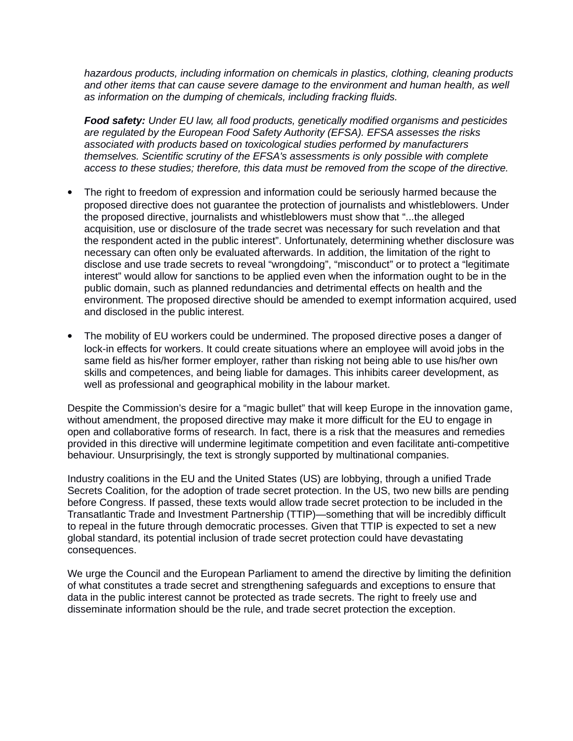*hazardous products, including information on chemicals in plastics, clothing, cleaning products and other items that can cause severe damage to the environment and human health, as well as information on the dumping of chemicals, including fracking fluids.*

***Food safety:*** *Under EU law, all food products, genetically modified organisms and pesticides are regulated by the European Food Safety Authority (EFSA). EFSA assesses the risks associated with products based on toxicological studies performed by manufacturers themselves. Scientific scrutiny of the EFSA's assessments is only possible with complete access to these studies; therefore, this data must be removed from the scope of the directive.*

- The right to freedom of expression and information could be seriously harmed because the proposed directive does not guarantee the protection of journalists and whistleblowers. Under the proposed directive, journalists and whistleblowers must show that "...the alleged acquisition, use or disclosure of the trade secret was necessary for such revelation and that the respondent acted in the public interest". Unfortunately, determining whether disclosure was necessary can often only be evaluated afterwards. In addition, the limitation of the right to disclose and use trade secrets to reveal "wrongdoing", "misconduct" or to protect a "legitimate interest" would allow for sanctions to be applied even when the information ought to be in the public domain, such as planned redundancies and detrimental effects on health and the environment. The proposed directive should be amended to exempt information acquired, used and disclosed in the public interest.

- The mobility of EU workers could be undermined. The proposed directive poses a danger of lock-in effects for workers. It could create situations where an employee will avoid jobs in the same field as his/her former employer, rather than risking not being able to use his/her own skills and competences, and being liable for damages. This inhibits career development, as well as professional and geographical mobility in the labour market.

Despite the Commission's desire for a "magic bullet" that will keep Europe in the innovation game, without amendment, the proposed directive may make it more difficult for the EU to engage in open and collaborative forms of research. In fact, there is a risk that the measures and remedies provided in this directive will undermine legitimate competition and even facilitate anti-competitive behaviour. Unsurprisingly, the text is strongly supported by multinational companies.

Industry coalitions in the EU and the United States (US) are lobbying, through a unified Trade Secrets Coalition, for the adoption of trade secret protection. In the US, two new bills are pending before Congress. If passed, these texts would allow trade secret protection to be included in the Transatlantic Trade and Investment Partnership (TTIP)—something that will be incredibly difficult to repeal in the future through democratic processes. Given that TTIP is expected to set a new global standard, its potential inclusion of trade secret protection could have devastating consequences.

We urge the Council and the European Parliament to amend the directive by limiting the definition of what constitutes a trade secret and strengthening safeguards and exceptions to ensure that data in the public interest cannot be protected as trade secrets. The right to freely use and disseminate information should be the rule, and trade secret protection the exception.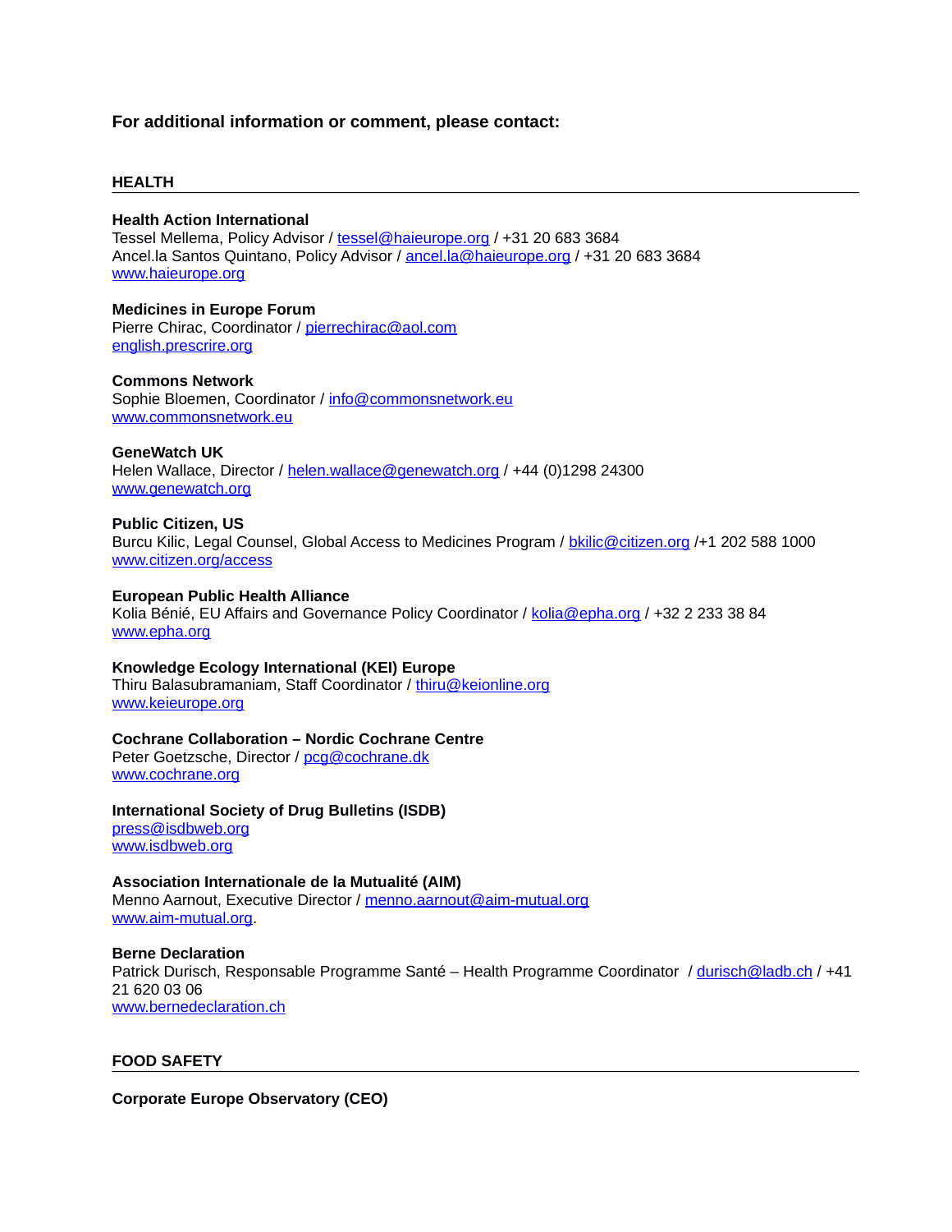**For additional information or comment, please contact:**

## HEALTH

**Health Action International**
Tessel Mellema, Policy Advisor / tessel@haieurope.org / +31 20 683 3684
Ancel.la Santos Quintano, Policy Advisor / ancel.la@haieurope.org / +31 20 683 3684
www.haieurope.org

**Medicines in Europe Forum**
Pierre Chirac, Coordinator / pierrechirac@aol.com
english.prescrire.org

**Commons Network**
Sophie Bloemen, Coordinator / info@commonsnetwork.eu
www.commonsnetwork.eu

**GeneWatch UK**
Helen Wallace, Director / helen.wallace@genewatch.org / +44 (0)1298 24300
www.genewatch.org

**Public Citizen, US**
Burcu Kilic, Legal Counsel, Global Access to Medicines Program / bkilic@citizen.org /+1 202 588 1000
www.citizen.org/access

**European Public Health Alliance**
Kolia Bénié, EU Affairs and Governance Policy Coordinator / kolia@epha.org / +32 2 233 38 84
www.epha.org

**Knowledge Ecology International (KEI) Europe**
Thiru Balasubramaniam, Staff Coordinator / thiru@keionline.org
www.keieurope.org

**Cochrane Collaboration – Nordic Cochrane Centre**
Peter Goetzsche, Director / pcg@cochrane.dk
www.cochrane.org

**International Society of Drug Bulletins (ISDB)**
press@isdbweb.org
www.isdbweb.org

**Association Internationale de la Mutualité (AIM)**
Menno Aarnout, Executive Director / menno.aarnout@aim-mutual.org
www.aim-mutual.org.

**Berne Declaration**
Patrick Durisch, Responsable Programme Santé – Health Programme Coordinator / durisch@ladb.ch / +41 21 620 03 06
www.bernedeclaration.ch

## FOOD SAFETY

**Corporate Europe Observatory (CEO)**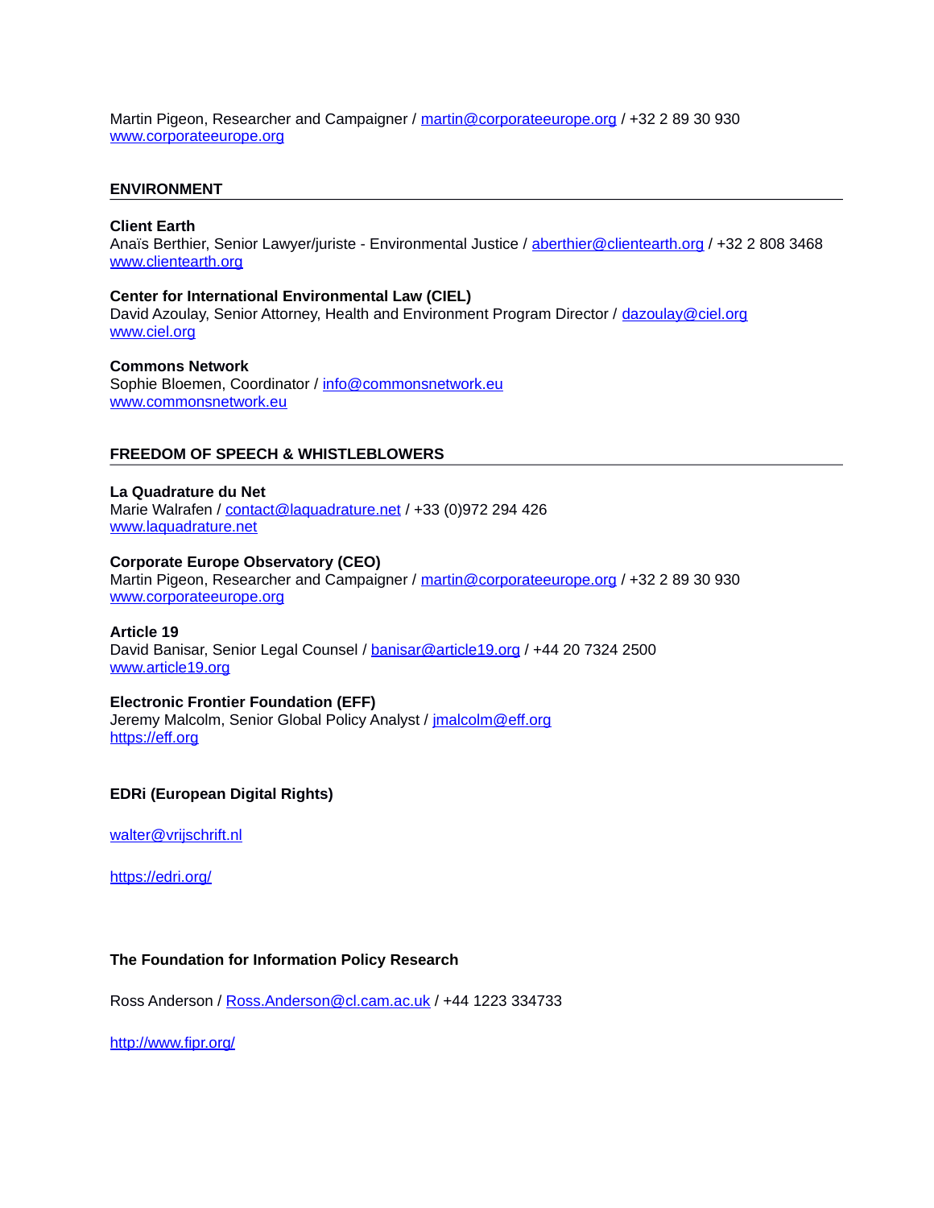Martin Pigeon, Researcher and Campaigner / martin@corporateeurope.org / +32 2 89 30 930
www.corporateeurope.org

## ENVIRONMENT

**Client Earth**
Anaïs Berthier, Senior Lawyer/juriste - Environmental Justice / aberthier@clientearth.org / +32 2 808 3468
www.clientearth.org

**Center for International Environmental Law (CIEL)**
David Azoulay, Senior Attorney, Health and Environment Program Director / dazoulay@ciel.org
www.ciel.org

**Commons Network**
Sophie Bloemen, Coordinator / info@commonsnetwork.eu
www.commonsnetwork.eu

## FREEDOM OF SPEECH & WHISTLEBLOWERS

**La Quadrature du Net**
Marie Walrafen / contact@laquadrature.net / +33 (0)972 294 426
www.laquadrature.net

**Corporate Europe Observatory (CEO)**
Martin Pigeon, Researcher and Campaigner / martin@corporateeurope.org / +32 2 89 30 930
www.corporateeurope.org

**Article 19**
David Banisar, Senior Legal Counsel / banisar@article19.org / +44 20 7324 2500
www.article19.org

**Electronic Frontier Foundation (EFF)**
Jeremy Malcolm, Senior Global Policy Analyst / jmalcolm@eff.org
https://eff.org

**EDRi (European Digital Rights)**

walter@vrijschrift.nl

https://edri.org/

**The Foundation for Information Policy Research**

Ross Anderson / Ross.Anderson@cl.cam.ac.uk / +44 1223 334733

http://www.fipr.org/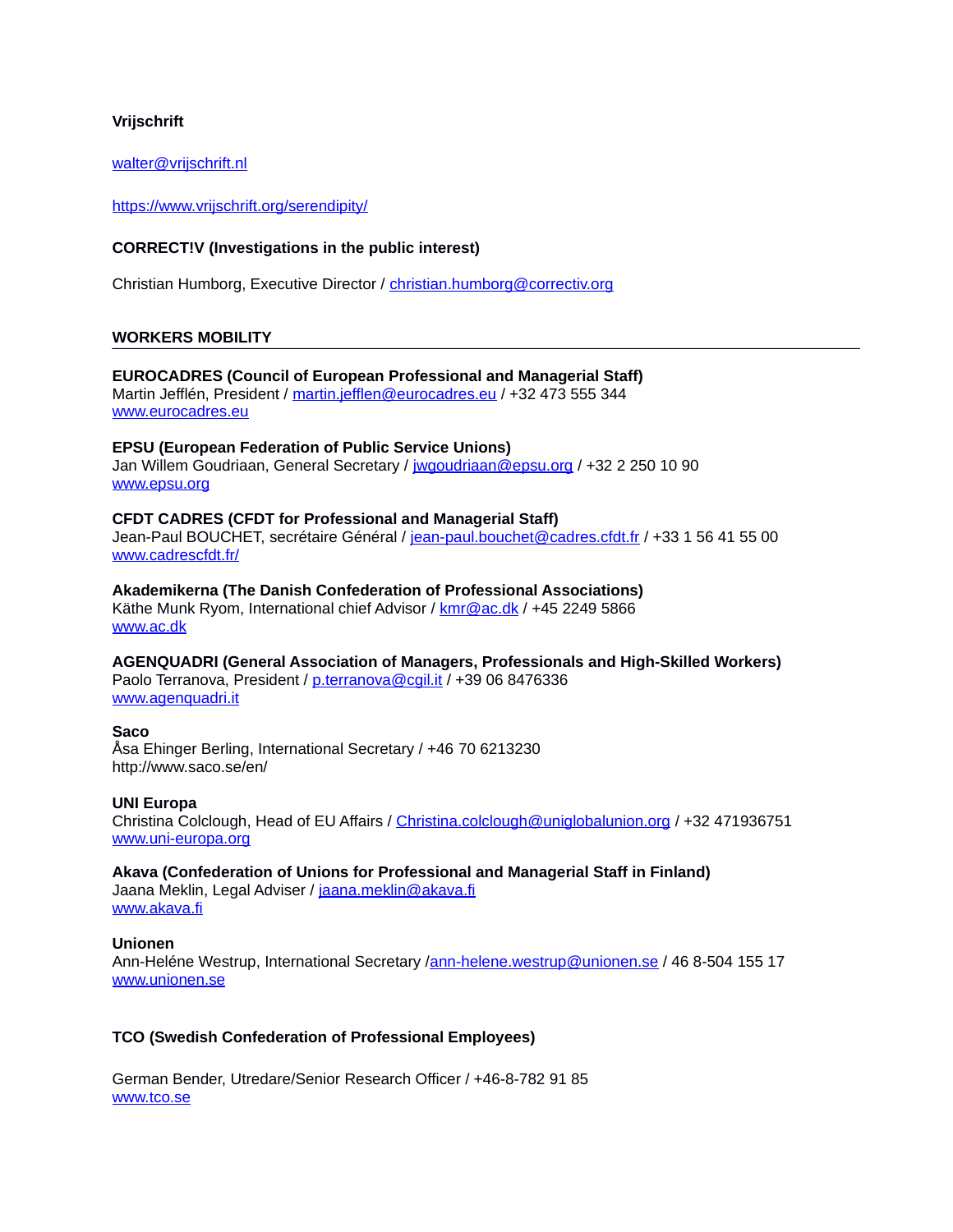**Vrijschrift**

walter@vrijschrift.nl

https://www.vrijschrift.org/serendipity/

**CORRECT!V (Investigations in the public interest)**

Christian Humborg, Executive Director / christian.humborg@correctiv.org

## WORKERS MOBILITY

---

**EUROCADRES (Council of European Professional and Managerial Staff)**
Martin Jefflén, President / martin.jefflen@eurocadres.eu / +32 473 555 344
www.eurocadres.eu

**EPSU (European Federation of Public Service Unions)**
Jan Willem Goudriaan, General Secretary / jwgoudriaan@epsu.org / +32 2 250 10 90
www.epsu.org

**CFDT CADRES (CFDT for Professional and Managerial Staff)**
Jean-Paul BOUCHET, secrétaire Général / jean-paul.bouchet@cadres.cfdt.fr / +33 1 56 41 55 00
www.cadrescfdt.fr/

**Akademikerna (The Danish Confederation of Professional Associations)**
Käthe Munk Ryom, International chief Advisor / kmr@ac.dk / +45 2249 5866
www.ac.dk

**AGENQUADRI (General Association of Managers, Professionals and High-Skilled Workers)**
Paolo Terranova, President / p.terranova@cgil.it / +39 06 8476336
www.agenquadri.it

**Saco**
Åsa Ehinger Berling, International Secretary / +46 70 6213230
http://www.saco.se/en/

**UNI Europa**
Christina Colclough, Head of EU Affairs / Christina.colclough@uniglobalunion.org / +32 471936751
www.uni-europa.org

**Akava (Confederation of Unions for Professional and Managerial Staff in Finland)**
Jaana Meklin, Legal Adviser / jaana.meklin@akava.fi
www.akava.fi

**Unionen**
Ann-Heléne Westrup, International Secretary /ann-helene.westrup@unionen.se / 46 8-504 155 17
www.unionen.se

**TCO (Swedish Confederation of Professional Employees)**

German Bender, Utredare/Senior Research Officer / +46-8-782 91 85
www.tco.se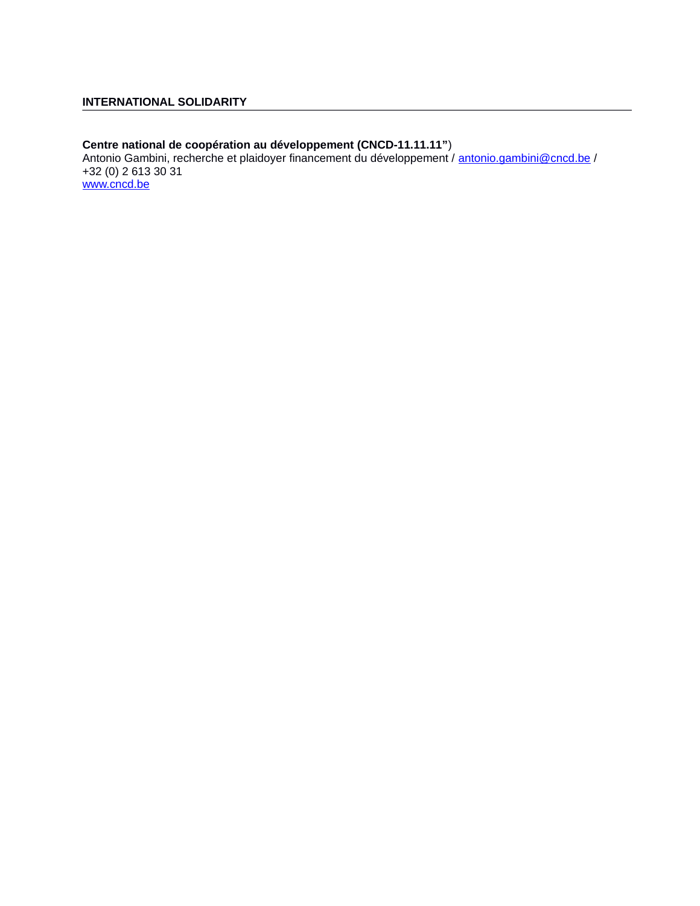**INTERNATIONAL SOLIDARITY**

---

**Centre national de coopération au développement (CNCD-11.11.11")**
Antonio Gambini, recherche et plaidoyer financement du développement / antonio.gambini@cncd.be /
+32 (0) 2 613 30 31
www.cncd.be